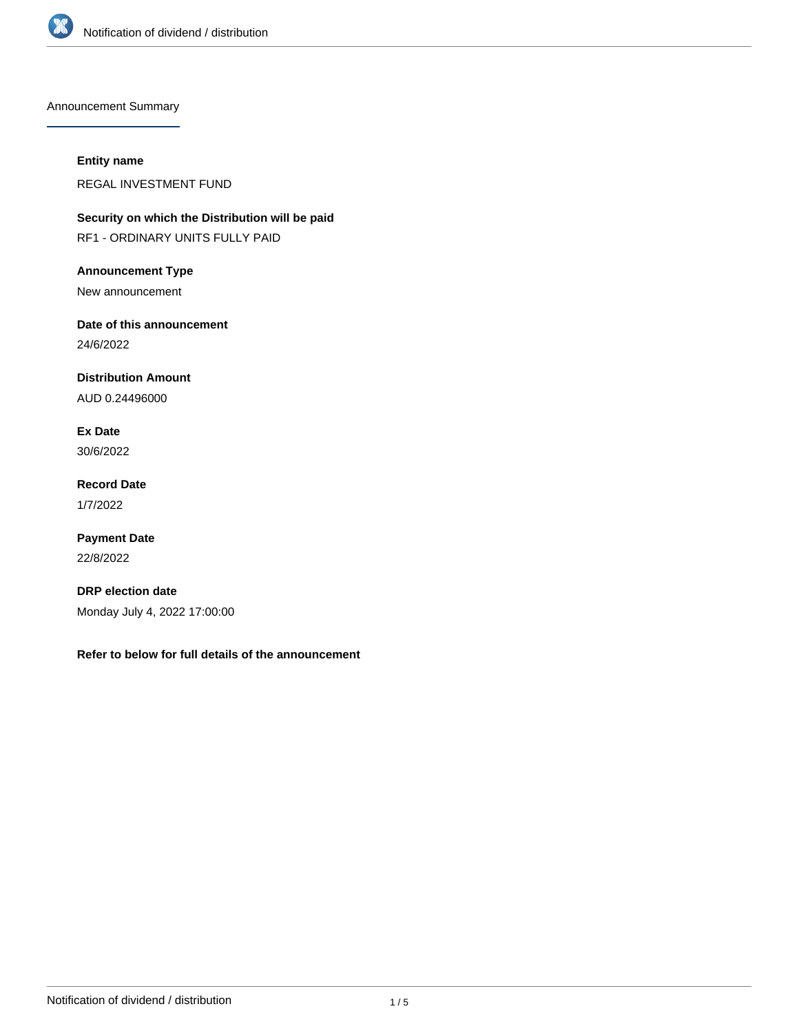## Announcement Summary

**Entity name**

REGAL INVESTMENT FUND

**Security on which the Distribution will be paid**

RF1 - ORDINARY UNITS FULLY PAID

**Announcement Type**

New announcement

**Date of this announcement**

24/6/2022

**Distribution Amount**

AUD 0.24496000

**Ex Date**

30/6/2022

**Record Date**

1/7/2022

**Payment Date**

22/8/2022

**DRP election date**

Monday July 4, 2022 17:00:00

**Refer to below for full details of the announcement**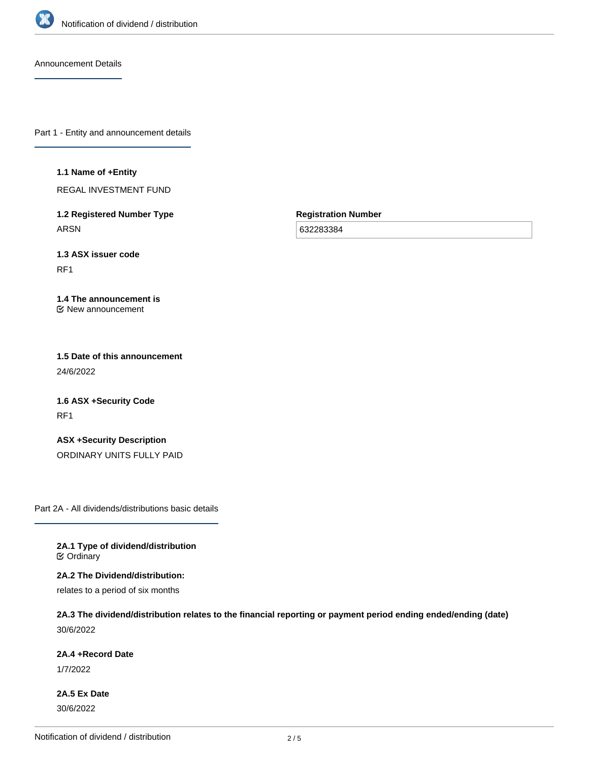Announcement Details

## Part 1 - Entity and announcement details

**1.1 Name of +Entity**

REGAL INVESTMENT FUND

**1.2 Registered Number Type**

ARSN

**Registration Number**

632283384

**1.3 ASX issuer code**

RF1

**1.4 The announcement is**

☑ New announcement

**1.5 Date of this announcement**

24/6/2022

**1.6 ASX +Security Code**

RF1

**ASX +Security Description**

ORDINARY UNITS FULLY PAID

## Part 2A - All dividends/distributions basic details

**2A.1 Type of dividend/distribution**

☑ Ordinary

**2A.2 The Dividend/distribution:**

relates to a period of six months

**2A.3 The dividend/distribution relates to the financial reporting or payment period ending ended/ending (date)**

30/6/2022

**2A.4 +Record Date**

1/7/2022

**2A.5 Ex Date**

30/6/2022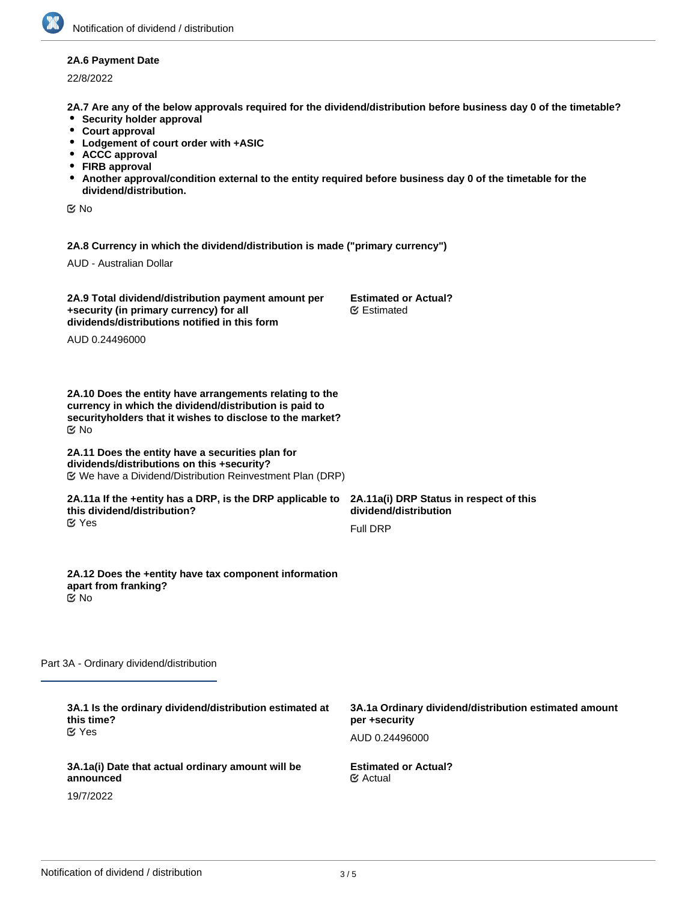**2A.6 Payment Date**

22/8/2022

**2A.7 Are any of the below approvals required for the dividend/distribution before business day 0 of the timetable?**

- **Security holder approval**
- **Court approval**
- **Lodgement of court order with +ASIC**
- **ACCC approval**
- **FIRB approval**
- **Another approval/condition external to the entity required before business day 0 of the timetable for the dividend/distribution.**

No

**2A.8 Currency in which the dividend/distribution is made ("primary currency")**

AUD - Australian Dollar

**2A.9 Total dividend/distribution payment amount per +security (in primary currency) for all dividends/distributions notified in this form**

AUD 0.24496000

**Estimated or Actual?**

Estimated

**2A.10 Does the entity have arrangements relating to the currency in which the dividend/distribution is paid to securityholders that it wishes to disclose to the market?**

No

**2A.11 Does the entity have a securities plan for dividends/distributions on this +security?**

We have a Dividend/Distribution Reinvestment Plan (DRP)

**2A.11a If the +entity has a DRP, is the DRP applicable to this dividend/distribution?**

Yes

**2A.11a(i) DRP Status in respect of this dividend/distribution**

Full DRP

**2A.12 Does the +entity have tax component information apart from franking?**

No

## Part 3A - Ordinary dividend/distribution

**3A.1 Is the ordinary dividend/distribution estimated at this time?**

Yes

**3A.1a Ordinary dividend/distribution estimated amount per +security**

AUD 0.24496000

**3A.1a(i) Date that actual ordinary amount will be announced**

19/7/2022

**Estimated or Actual?**

Actual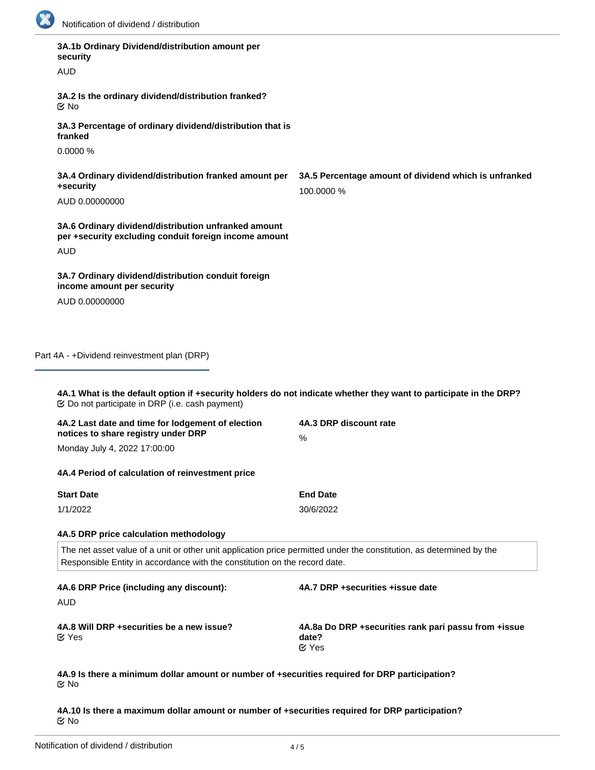**3A.1b Ordinary Dividend/distribution amount per security**

AUD

**3A.2 Is the ordinary dividend/distribution franked?**

☑ No

**3A.3 Percentage of ordinary dividend/distribution that is franked**

0.0000 %

**3A.4 Ordinary dividend/distribution franked amount per +security**

AUD 0.00000000

**3A.5 Percentage amount of dividend which is unfranked**

100.0000 %

**3A.6 Ordinary dividend/distribution unfranked amount per +security excluding conduit foreign income amount**

AUD

**3A.7 Ordinary dividend/distribution conduit foreign income amount per security**

AUD 0.00000000

## Part 4A - +Dividend reinvestment plan (DRP)

**4A.1 What is the default option if +security holders do not indicate whether they want to participate in the DRP?**

☑ Do not participate in DRP (i.e. cash payment)

**4A.2 Last date and time for lodgement of election notices to share registry under DRP**

Monday July 4, 2022 17:00:00

**4A.3 DRP discount rate**

%

**4A.4 Period of calculation of reinvestment price**

| Start Date | End Date |
|---|---|
| 1/1/2022 | 30/6/2022 |

**4A.5 DRP price calculation methodology**

The net asset value of a unit or other unit application price permitted under the constitution, as determined by the Responsible Entity in accordance with the constitution on the record date.

**4A.6 DRP Price (including any discount):**

AUD

**4A.7 DRP +securities +issue date**

**4A.8 Will DRP +securities be a new issue?**

☑ Yes

**4A.8a Do DRP +securities rank pari passu from +issue date?**

☑ Yes

**4A.9 Is there a minimum dollar amount or number of +securities required for DRP participation?**

☑ No

**4A.10 Is there a maximum dollar amount or number of +securities required for DRP participation?**

☑ No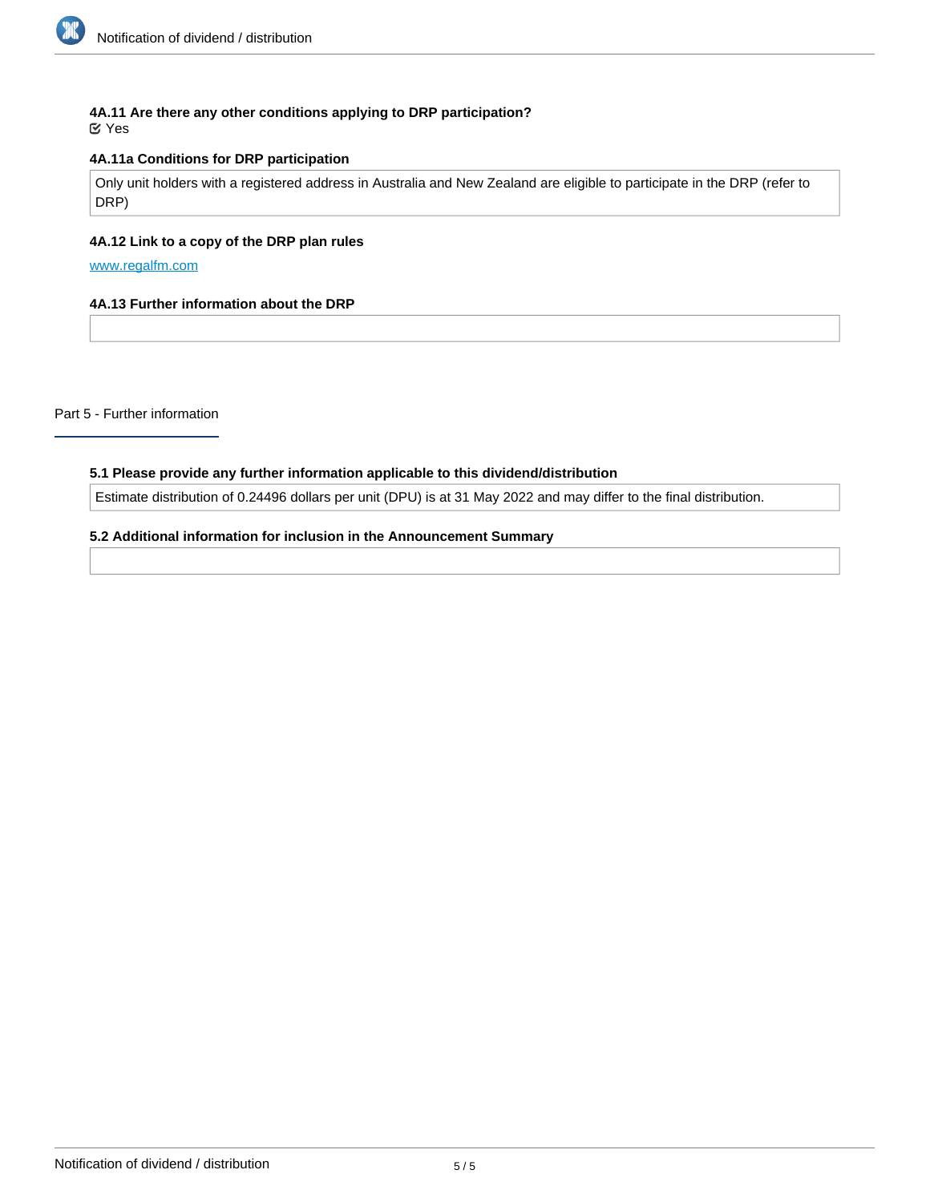**4A.11 Are there any other conditions applying to DRP participation?**

Yes

**4A.11a Conditions for DRP participation**

Only unit holders with a registered address in Australia and New Zealand are eligible to participate in the DRP (refer to DRP)

**4A.12 Link to a copy of the DRP plan rules**

www.regalfm.com

**4A.13 Further information about the DRP**

## Part 5 - Further information

**5.1 Please provide any further information applicable to this dividend/distribution**

Estimate distribution of 0.24496 dollars per unit (DPU) is at 31 May 2022 and may differ to the final distribution.

**5.2 Additional information for inclusion in the Announcement Summary**